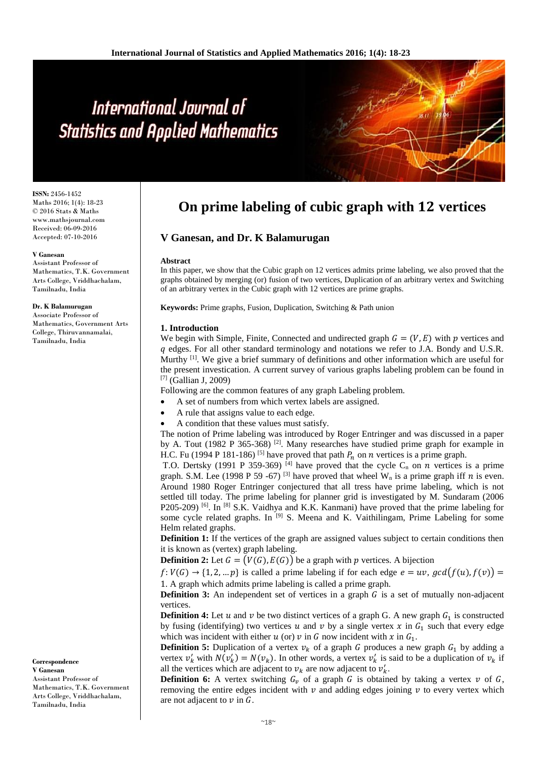# On prime labeling of cubic graph with 12 vertices

**V Ganesan, and Dr. K Balamurugan**

**ISSN:** 2456-1452
Maths 2016; 1(4): 18-23
© 2016 Stats & Maths
www.mathsjournal.com
Received: 06-09-2016
Accepted: 07-10-2016

**V Ganesan**
Assistant Professor of Mathematics, T.K. Government Arts College, Vriddhachalam, Tamilnadu, India

**Dr. K Balamurugan**
Associate Professor of Mathematics, Government Arts College, Thiruvannamalai, Tamilnadu, India

**Correspondence**
**V Ganesan**
Assistant Professor of Mathematics, T.K. Government Arts College, Vriddhachalam, Tamilnadu, India

### Abstract

In this paper, we show that the Cubic graph on 12 vertices admits prime labeling, we also proved that the graphs obtained by merging (or) fusion of two vertices, Duplication of an arbitrary vertex and Switching of an arbitrary vertex in the Cubic graph with 12 vertices are prime graphs.

**Keywords:** Prime graphs, Fusion, Duplication, Switching & Path union

## 1. Introduction

We begin with Simple, Finite, Connected and undirected graph $G = (V, E)$ with $p$ vertices and $q$ edges. For all other standard terminology and notations we refer to J.A. Bondy and U.S.R. Murthy [1]. We give a brief summary of definitions and other information which are useful for the present investigation. A current survey of various graphs labeling problem can be found in [7] (Gallian J, 2009)

Following are the common features of any graph Labeling problem.

- A set of numbers from which vertex labels are assigned.
- A rule that assigns value to each edge.
- A condition that these values must satisfy.

The notion of Prime labeling was introduced by Roger Entringer and was discussed in a paper by A. Tout (1982 P 365-368) [2]. Many researches have studied prime graph for example in H.C. Fu (1994 P 181-186) [5] have proved that path $P_n$ on $n$ vertices is a prime graph.

T.O. Dertsky (1991 P 359-369) [4] have proved that the cycle $C_n$ on $n$ vertices is a prime graph. S.M. Lee (1998 P 59 -67) [3] have proved that wheel $W_n$ is a prime graph iff $n$ is even. Around 1980 Roger Entringer conjectured that all tress have prime labeling, which is not settled till today. The prime labeling for planner grid is investigated by M. Sundaram (2006 P205-209) [6]. In [8] S.K. Vaidhya and K.K. Kanmani) have proved that the prime labeling for some cycle related graphs. In [9] S. Meena and K. Vaithilingam, Prime Labeling for some Helm related graphs.

**Definition 1:** If the vertices of the graph are assigned values subject to certain conditions then it is known as (vertex) graph labeling.

**Definition 2:** Let $G = (V(G), E(G))$ be a graph with $p$ vertices. A bijection $f: V(G) \rightarrow \{1, 2, \dots p\}$ is called a prime labeling if for each edge $e = uv$, $gcd(f(u), f(v)) = 1$. A graph which admits prime labeling is called a prime graph.

**Definition 3:** An independent set of vertices in a graph $G$ is a set of mutually non-adjacent vertices.

**Definition 4:** Let $u$ and $v$ be two distinct vertices of a graph G. A new graph $G_1$ is constructed by fusing (identifying) two vertices $u$ and $v$ by a single vertex $x$ in $G_1$ such that every edge which was incident with either $u$ (or) $v$ in $G$ now incident with $x$ in $G_1$.

**Definition 5:** Duplication of a vertex $v_k$ of a graph $G$ produces a new graph $G_1$ by adding a vertex $v_k'$ with $N(v_k') = N(v_k)$. In other words, a vertex $v_k'$ is said to be a duplication of $v_k$ if all the vertices which are adjacent to $v_k$ are now adjacent to $v_k'$.

**Definition 6:** A vertex switching $G_v$ of a graph $G$ is obtained by taking a vertex $v$ of $G$, removing the entire edges incident with $v$ and adding edges joining $v$ to every vertex which are not adjacent to $v$ in $G$.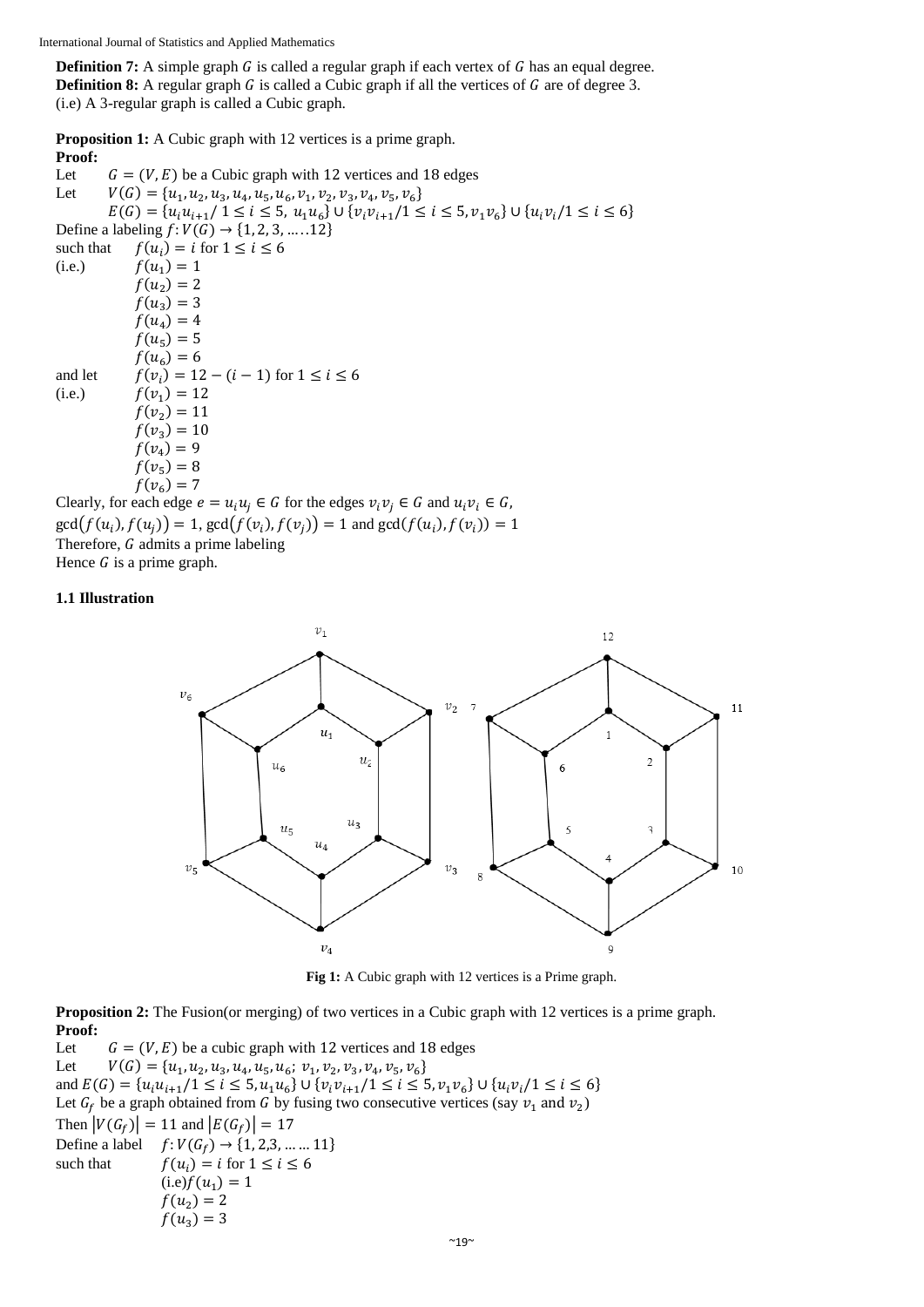**Definition 7:** A simple graph $G$ is called a regular graph if each vertex of $G$ has an equal degree.
**Definition 8:** A regular graph $G$ is called a Cubic graph if all the vertices of $G$ are of degree 3.
(i.e) A 3-regular graph is called a Cubic graph.

**Proposition 1:** A Cubic graph with 12 vertices is a prime graph.
**Proof:**
Let $G = (V, E)$ be a Cubic graph with 12 vertices and 18 edges
Let $V(G) = \{u_1, u_2, u_3, u_4, u_5, u_6, v_1, v_2, v_3, v_4, v_5, v_6\}$
$E(G) = \{u_i u_{i+1} / 1 \leq i \leq 5,\ u_1 u_6\} \cup \{v_i v_{i+1} / 1 \leq i \leq 5, v_1 v_6\} \cup \{u_i v_i / 1 \leq i \leq 6\}$
Define a labeling $f: V(G) \rightarrow \{1, 2, 3, \ldots..12\}$
such that $f(u_i) = i$ for $1 \leq i \leq 6$
(i.e.) $f(u_1) = 1$
$f(u_2) = 2$
$f(u_3) = 3$
$f(u_4) = 4$
$f(u_5) = 5$
$f(u_6) = 6$
and let $f(v_i) = 12 - (i - 1)$ for $1 \leq i \leq 6$
(i.e.) $f(v_1) = 12$
$f(v_2) = 11$
$f(v_3) = 10$
$f(v_4) = 9$
$f(v_5) = 8$
$f(v_6) = 7$
Clearly, for each edge $e = u_i u_j \in G$ for the edges $v_i v_j \in G$ and $u_i v_i \in G$,
$\gcd(f(u_i), f(u_j)) = 1$, $\gcd(f(v_i), f(v_j)) = 1$ and $\gcd(f(u_i), f(v_i)) = 1$
Therefore, $G$ admits a prime labeling
Hence $G$ is a prime graph.

### 1.1 Illustration

**Fig 1:** A Cubic graph with 12 vertices is a Prime graph.

**Proposition 2:** The Fusion(or merging) of two vertices in a Cubic graph with 12 vertices is a prime graph.
**Proof:**
Let $G = (V, E)$ be a cubic graph with 12 vertices and 18 edges
Let $V(G) = \{u_1, u_2, u_3, u_4, u_5, u_6;\ v_1, v_2, v_3, v_4, v_5, v_6\}$
and $E(G) = \{u_i u_{i+1} / 1 \leq i \leq 5, u_1 u_6\} \cup \{v_i v_{i+1} / 1 \leq i \leq 5, v_1 v_6\} \cup \{u_i v_i / 1 \leq i \leq 6\}$
Let $G_f$ be a graph obtained from $G$ by fusing two consecutive vertices (say $v_1$ and $v_2$)
Then $|V(G_f)| = 11$ and $|E(G_f)| = 17$
Define a label $f: V(G_f) \rightarrow \{1, 2, 3, \ldots \ldots 11\}$
such that $f(u_i) = i$ for $1 \leq i \leq 6$
(i.e)$f(u_1) = 1$
$f(u_2) = 2$
$f(u_3) = 3$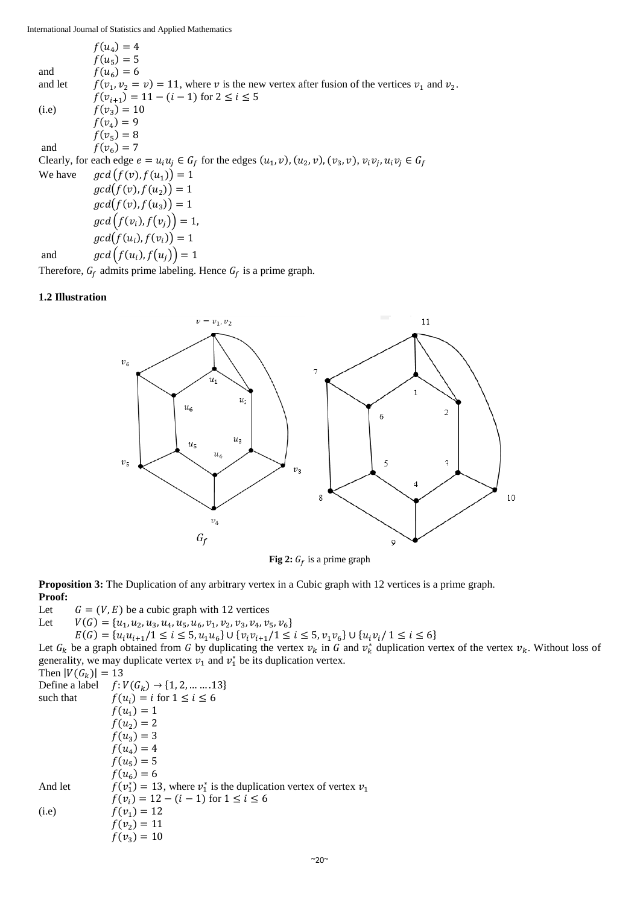$f(u_4) = 4$
$f(u_5) = 5$
and $f(u_6) = 6$
and let $f(v_1, v_2 = v) = 11$, where $v$ is the new vertex after fusion of the vertices $v_1$ and $v_2$.
$f(v_{i+1}) = 11 - (i-1)$ for $2 \leq i \leq 5$
(i.e) $f(v_3) = 10$
$f(v_4) = 9$
$f(v_5) = 8$
and $f(v_6) = 7$

Clearly, for each edge $e = u_i u_j \in G_f$ for the edges $(u_1, v), (u_2, v), (v_3, v), v_i v_j, u_i v_j \in G_f$

We have $gcd\left(f(v), f(u_1)\right) = 1$
$gcd\left(f(v), f(u_2)\right) = 1$
$gcd\left(f(v), f(u_3)\right) = 1$
$gcd\left(f(v_i), f(v_j)\right) = 1,$
$gcd\left(f(u_i), f(v_i)\right) = 1$
and $gcd\left(f(u_i), f(u_j)\right) = 1$

Therefore, $G_f$ admits prime labeling. Hence $G_f$ is a prime graph.

### 1.2 Illustration

**Fig 2:** $G_f$ is a prime graph

**Proposition 3:** The Duplication of any arbitrary vertex in a Cubic graph with 12 vertices is a prime graph.

**Proof:**

Let $G = (V, E)$ be a cubic graph with 12 vertices

Let $V(G) = \{u_1, u_2, u_3, u_4, u_5, u_6, v_1, v_2, v_3, v_4, v_5, v_6\}$

$E(G) = \{u_i u_{i+1} / 1 \leq i \leq 5, u_1 u_6\} \cup \{v_i v_{i+1} / 1 \leq i \leq 5, v_1 v_6\} \cup \{u_i v_i / 1 \leq i \leq 6\}$

Let $G_k$ be a graph obtained from $G$ by duplicating the vertex $v_k$ in $G$ and $v_k^*$ duplication vertex of the vertex $v_k$. Without loss of generality, we may duplicate vertex $v_1$ and $v_1^*$ be its duplication vertex.

Then $|V(G_k)| = 13$

Define a label $f: V(G_k) \rightarrow \{1, 2, \ldots \ldots .13\}$

such that $f(u_i) = i$ for $1 \leq i \leq 6$
$f(u_1) = 1$
$f(u_2) = 2$
$f(u_3) = 3$
$f(u_4) = 4$
$f(u_5) = 5$
$f(u_6) = 6$

And let $f(v_1^*) = 13$, where $v_1^*$ is the duplication vertex of vertex $v_1$
$f(v_i) = 12 - (i-1)$ for $1 \leq i \leq 6$
(i.e) $f(v_1) = 12$
$f(v_2) = 11$
$f(v_3) = 10$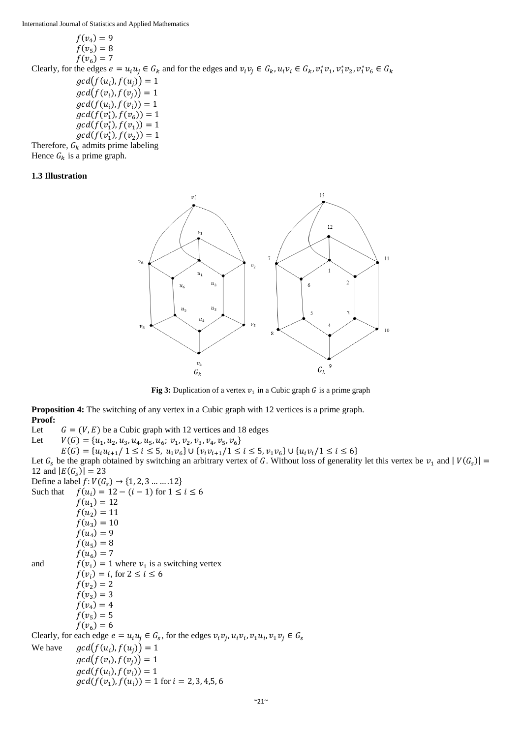$f(v_4) = 9$
$f(v_5) = 8$
$f(v_6) = 7$

Clearly, for the edges $e = u_i u_j \in G_k$ and for the edges and $v_i v_j \in G_k, u_i v_i \in G_k, v_1^* v_1, v_1^* v_2, v_1^* v_6 \in G_k$

$gcd(f(u_i), f(u_j)) = 1$
$gcd(f(v_i), f(v_j)) = 1$
$gcd(f(u_i), f(v_i)) = 1$
$gcd(f(v_1^*), f(v_6)) = 1$
$gcd(f(v_1^*), f(v_1)) = 1$
$gcd(f(v_1^*), f(v_2)) = 1$

Therefore, $G_k$ admits prime labeling
Hence $G_k$ is a prime graph.

### 1.3 Illustration

**Fig 3:** Duplication of a vertex $v_1$ in a Cubic graph $G$ is a prime graph

**Proposition 4:** The switching of any vertex in a Cubic graph with 12 vertices is a prime graph.

**Proof:**

Let $G = (V, E)$ be a Cubic graph with 12 vertices and 18 edges

Let $V(G) = \{u_1, u_2, u_3, u_4, u_5, u_6; v_1, v_2, v_3, v_4, v_5, v_6\}$

$E(G) = \{u_i u_{i+1} / 1 \le i \le 5, u_1 v_6\} \cup \{v_i v_{i+1} / 1 \le i \le 5, v_1 v_6\} \cup \{u_i v_i / 1 \le i \le 6\}$

Let $G_s$ be the graph obtained by switching an arbitrary vertex of $G$. Without loss of generality let this vertex be $v_1$ and $|V(G_s)| = 12$ and $|E(G_s)| = 23$

Define a label $f: V(G_s) \to \{1, 2, 3 \ldots \ldots 12\}$

Such that $f(u_i) = 12 - (i - 1)$ for $1 \le i \le 6$

$f(u_1) = 12$
$f(u_2) = 11$
$f(u_3) = 10$
$f(u_4) = 9$
$f(u_5) = 8$
$f(u_6) = 7$

and $f(v_1) = 1$ where $v_1$ is a switching vertex

$f(v_i) = i$, for $2 \le i \le 6$
$f(v_2) = 2$
$f(v_3) = 3$
$f(v_4) = 4$
$f(v_5) = 5$
$f(v_6) = 6$

Clearly, for each edge $e = u_i u_j \in G_s$, for the edges $v_i v_j, u_i v_i, v_1 u_i, v_1 v_j \in G_s$

We have $gcd(f(u_i), f(u_j)) = 1$

$gcd(f(v_i), f(v_j)) = 1$
$gcd(f(u_i), f(v_i)) = 1$
$gcd(f(v_1), f(u_i)) = 1$ for $i = 2, 3, 4, 5, 6$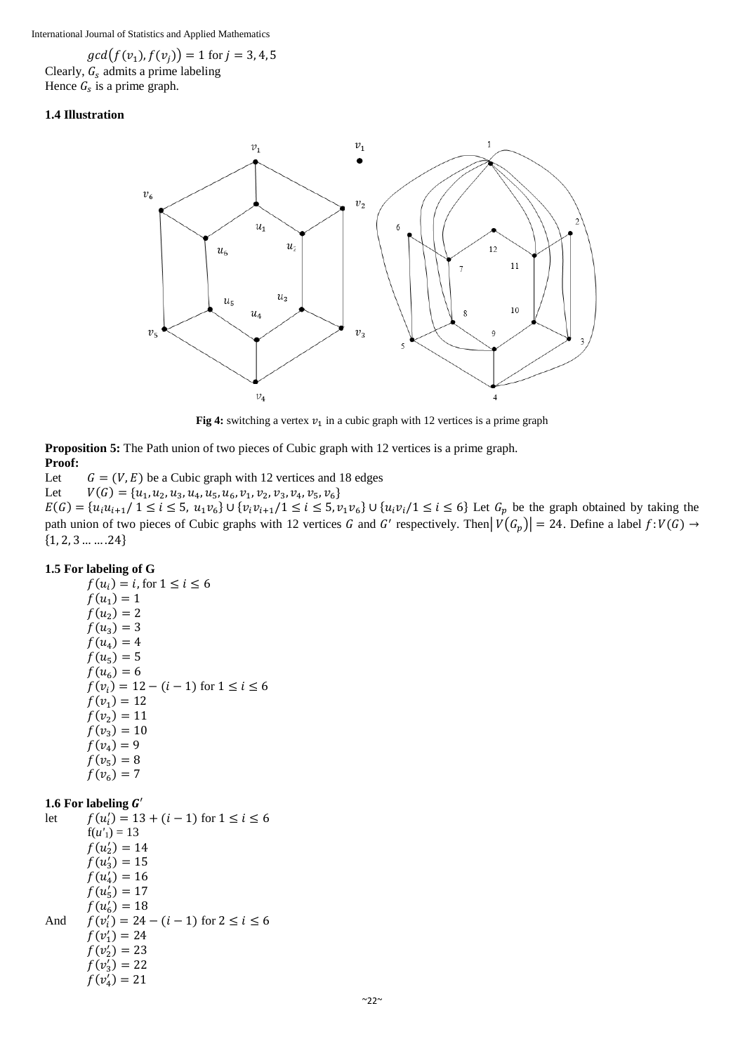$gcd(f(v_1), f(v_j)) = 1$ for $j = 3, 4, 5$

Clearly, $G_s$ admits a prime labeling

Hence $G_s$ is a prime graph.

### 1.4 Illustration

**Fig 4:** switching a vertex $v_1$ in a cubic graph with 12 vertices is a prime graph

**Proposition 5:** The Path union of two pieces of Cubic graph with 12 vertices is a prime graph.

**Proof:**

Let $G = (V, E)$ be a Cubic graph with 12 vertices and 18 edges

Let $V(G) = \{u_1, u_2, u_3, u_4, u_5, u_6, v_1, v_2, v_3, v_4, v_5, v_6\}$

$E(G) = \{u_i u_{i+1} / 1 \le i \le 5, u_1 v_6\} \cup \{v_i v_{i+1} / 1 \le i \le 5, v_1 v_6\} \cup \{u_i v_i / 1 \le i \le 6\}$ Let $G_p$ be the graph obtained by taking the path union of two pieces of Cubic graphs with 12 vertices $G$ and $G'$ respectively. Then $|V(G_p)| = 24$. Define a label $f: V(G) \to \{1, 2, 3 \dots \dots .24\}$

### 1.5 For labeling of G

$f(u_i) = i$, for $1 \le i \le 6$

$f(u_1) = 1$

$f(u_2) = 2$

$f(u_3) = 3$

$f(u_4) = 4$

$f(u_5) = 5$

$f(u_6) = 6$

$f(v_i) = 12 - (i - 1)$ for $1 \le i \le 6$

$f(v_1) = 12$

$f(v_2) = 11$

$f(v_3) = 10$

$f(v_4) = 9$

$f(v_5) = 8$

$f(v_6) = 7$

### 1.6 For labeling $G'$

let $f(u'_i) = 13 + (i - 1)$ for $1 \le i \le 6$

$f(u'_1) = 13$

$f(u'_2) = 14$

$f(u'_3) = 15$

$f(u'_4) = 16$

$f(u'_5) = 17$

$f(u'_6) = 18$

And $f(v'_i) = 24 - (i - 1)$ for $2 \le i \le 6$

$f(v'_1) = 24$

$f(v'_2) = 23$

$f(v'_3) = 22$

$f(v'_4) = 21$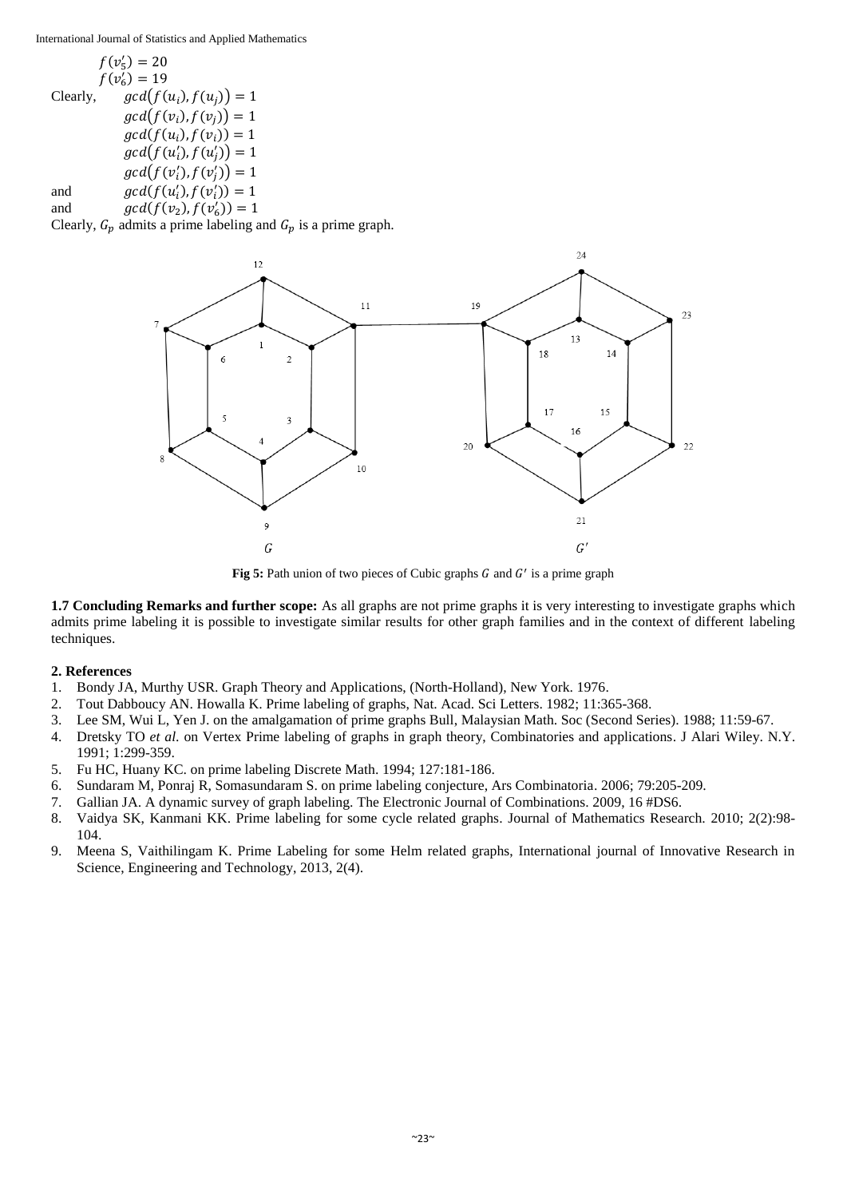$f(v_5') = 20$
$f(v_6') = 19$

Clearly, $gcd(f(u_i), f(u_j)) = 1$
$gcd(f(v_i), f(v_j)) = 1$
$gcd(f(u_i), f(v_i)) = 1$
$gcd(f(u_i'), f(u_j')) = 1$
$gcd(f(v_i'), f(v_j')) = 1$
and $gcd(f(u_i'), f(v_i')) = 1$
and $gcd(f(v_2), f(v_6')) = 1$

Clearly, $G_p$ admits a prime labeling and $G_p$ is a prime graph.

12
11
19
24
23
7
1
6
2
13
18
14
17
15
5
3
16
4
20
22
8
10
21
9
$G$
$G'$

**Fig 5:** Path union of two pieces of Cubic graphs $G$ and $G'$ is a prime graph

**1.7 Concluding Remarks and further scope:** As all graphs are not prime graphs it is very interesting to investigate graphs which admits prime labeling it is possible to investigate similar results for other graph families and in the context of different labeling techniques.

### 2. References

1. Bondy JA, Murthy USR. Graph Theory and Applications, (North-Holland), New York. 1976.
2. Tout Dabboucy AN. Howalla K. Prime labeling of graphs, Nat. Acad. Sci Letters. 1982; 11:365-368.
3. Lee SM, Wui L, Yen J. on the amalgamation of prime graphs Bull, Malaysian Math. Soc (Second Series). 1988; 11:59-67.
4. Dretsky TO *et al.* on Vertex Prime labeling of graphs in graph theory, Combinatories and applications. J Alari Wiley. N.Y. 1991; 1:299-359.
5. Fu HC, Huany KC. on prime labeling Discrete Math. 1994; 127:181-186.
6. Sundaram M, Ponraj R, Somasundaram S. on prime labeling conjecture, Ars Combinatoria. 2006; 79:205-209.
7. Gallian JA. A dynamic survey of graph labeling. The Electronic Journal of Combinations. 2009, 16 #DS6.
8. Vaidya SK, Kanmani KK. Prime labeling for some cycle related graphs. Journal of Mathematics Research. 2010; 2(2):98-104.
9. Meena S, Vaithilingam K. Prime Labeling for some Helm related graphs, International journal of Innovative Research in Science, Engineering and Technology, 2013, 2(4).